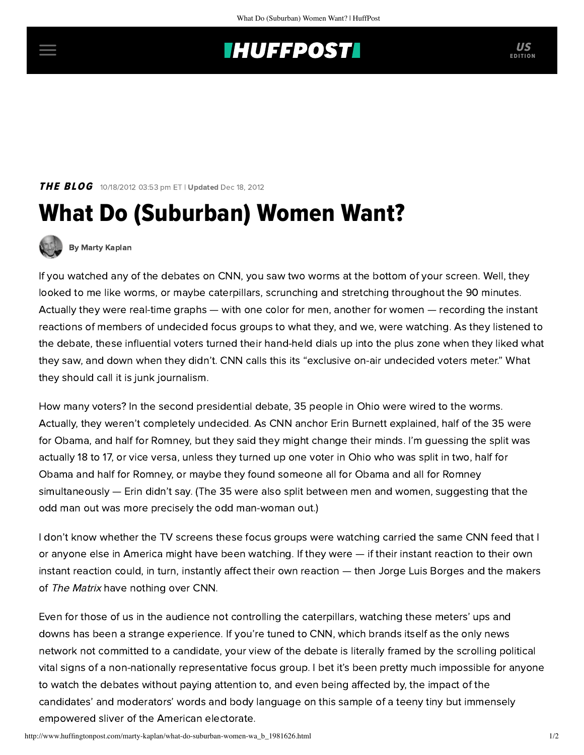**THE BLOG** 10/18/2012 03:53 pm ET | **Updated** Dec 18, 2012

# What Do (Suburban) Women Want?

**By Marty Kaplan**

If you watched any of the debates on CNN, you saw two worms at the bottom of your screen. Well, they looked to me like worms, or maybe caterpillars, scrunching and stretching throughout the 90 minutes. Actually they were real-time graphs — with one color for men, another for women — recording the instant reactions of members of undecided focus groups to what they, and we, were watching. As they listened to the debate, these influential voters turned their hand-held dials up into the plus zone when they liked what they saw, and down when they didn't. CNN calls this its "exclusive on-air undecided voters meter." What they should call it is junk journalism.

How many voters? In the second presidential debate, 35 people in Ohio were wired to the worms. Actually, they weren't completely undecided. As CNN anchor Erin Burnett explained, half of the 35 were for Obama, and half for Romney, but they said they might change their minds. I'm guessing the split was actually 18 to 17, or vice versa, unless they turned up one voter in Ohio who was split in two, half for Obama and half for Romney, or maybe they found someone all for Obama and all for Romney simultaneously — Erin didn't say. (The 35 were also split between men and women, suggesting that the odd man out was more precisely the odd man-woman out.)

I don't know whether the TV screens these focus groups were watching carried the same CNN feed that I or anyone else in America might have been watching. If they were — if their instant reaction to their own instant reaction could, in turn, instantly affect their own reaction — then Jorge Luis Borges and the makers of *The Matrix* have nothing over CNN.

Even for those of us in the audience not controlling the caterpillars, watching these meters' ups and downs has been a strange experience. If you're tuned to CNN, which brands itself as the only news network not committed to a candidate, your view of the debate is literally framed by the scrolling political vital signs of a non-nationally representative focus group. I bet it's been pretty much impossible for anyone to watch the debates without paying attention to, and even being affected by, the impact of the candidates' and moderators' words and body language on this sample of a teeny tiny but immensely empowered sliver of the American electorate.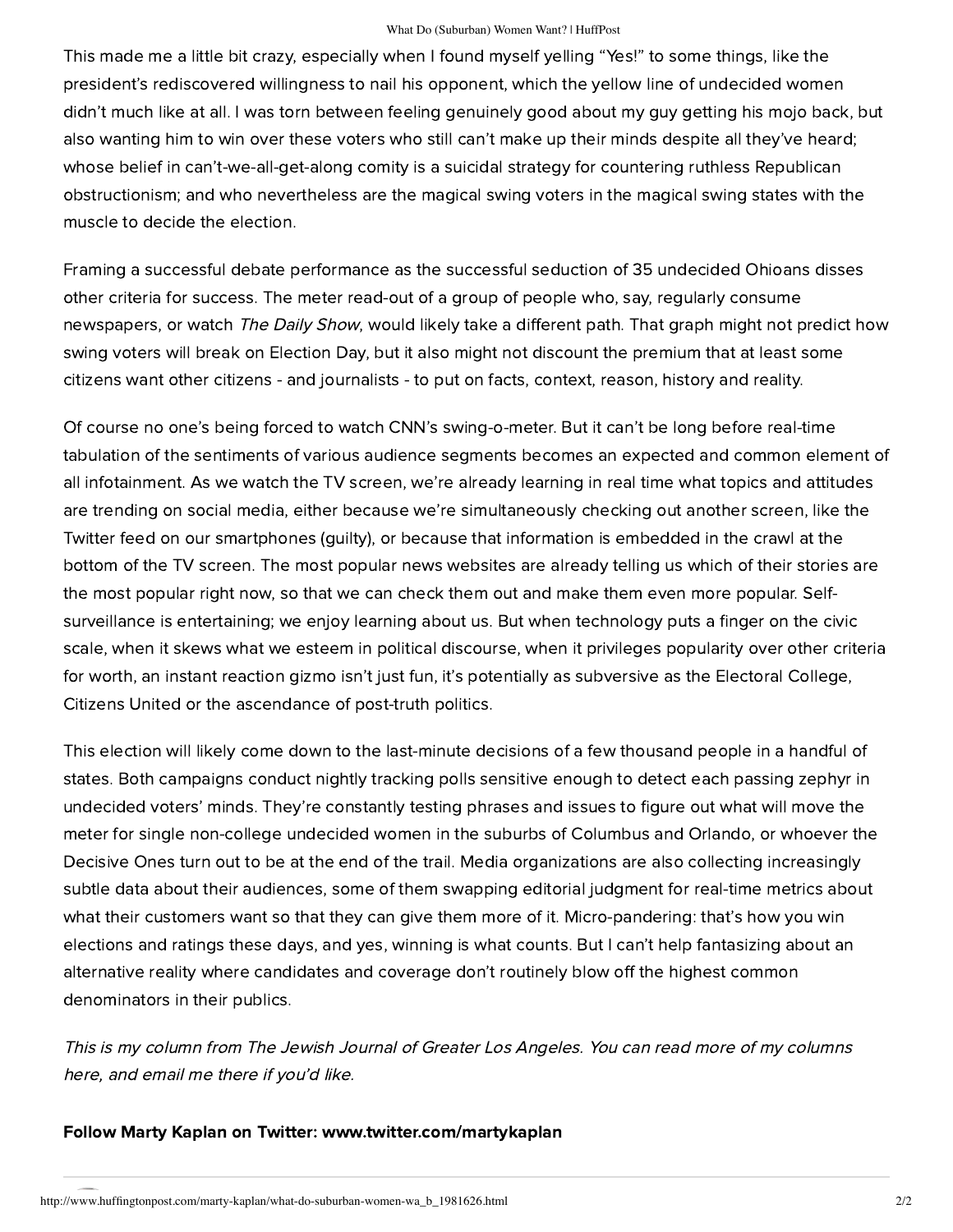This made me a little bit crazy, especially when I found myself yelling "Yes!" to some things, like the president's rediscovered willingness to nail his opponent, which the yellow line of undecided women didn't much like at all. I was torn between feeling genuinely good about my guy getting his mojo back, but also wanting him to win over these voters who still can't make up their minds despite all they've heard; whose belief in can't-we-all-get-along comity is a suicidal strategy for countering ruthless Republican obstructionism; and who nevertheless are the magical swing voters in the magical swing states with the muscle to decide the election.

Framing a successful debate performance as the successful seduction of 35 undecided Ohioans disses other criteria for success. The meter read-out of a group of people who, say, regularly consume newspapers, or watch *The Daily Show*, would likely take a different path. That graph might not predict how swing voters will break on Election Day, but it also might not discount the premium that at least some citizens want other citizens - and journalists - to put on facts, context, reason, history and reality.

Of course no one's being forced to watch CNN's swing-o-meter. But it can't be long before real-time tabulation of the sentiments of various audience segments becomes an expected and common element of all infotainment. As we watch the TV screen, we're already learning in real time what topics and attitudes are trending on social media, either because we're simultaneously checking out another screen, like the Twitter feed on our smartphones (guilty), or because that information is embedded in the crawl at the bottom of the TV screen. The most popular news websites are already telling us which of their stories are the most popular right now, so that we can check them out and make them even more popular. Self-surveillance is entertaining; we enjoy learning about us. But when technology puts a finger on the civic scale, when it skews what we esteem in political discourse, when it privileges popularity over other criteria for worth, an instant reaction gizmo isn't just fun, it's potentially as subversive as the Electoral College, Citizens United or the ascendance of post-truth politics.

This election will likely come down to the last-minute decisions of a few thousand people in a handful of states. Both campaigns conduct nightly tracking polls sensitive enough to detect each passing zephyr in undecided voters' minds. They're constantly testing phrases and issues to figure out what will move the meter for single non-college undecided women in the suburbs of Columbus and Orlando, or whoever the Decisive Ones turn out to be at the end of the trail. Media organizations are also collecting increasingly subtle data about their audiences, some of them swapping editorial judgment for real-time metrics about what their customers want so that they can give them more of it. Micro-pandering: that's how you win elections and ratings these days, and yes, winning is what counts. But I can't help fantasizing about an alternative reality where candidates and coverage don't routinely blow off the highest common denominators in their publics.

*This is my column from The Jewish Journal of Greater Los Angeles. You can read more of my columns here, and email me there if you'd like.*

**Follow Marty Kaplan on Twitter: www.twitter.com/martykaplan**